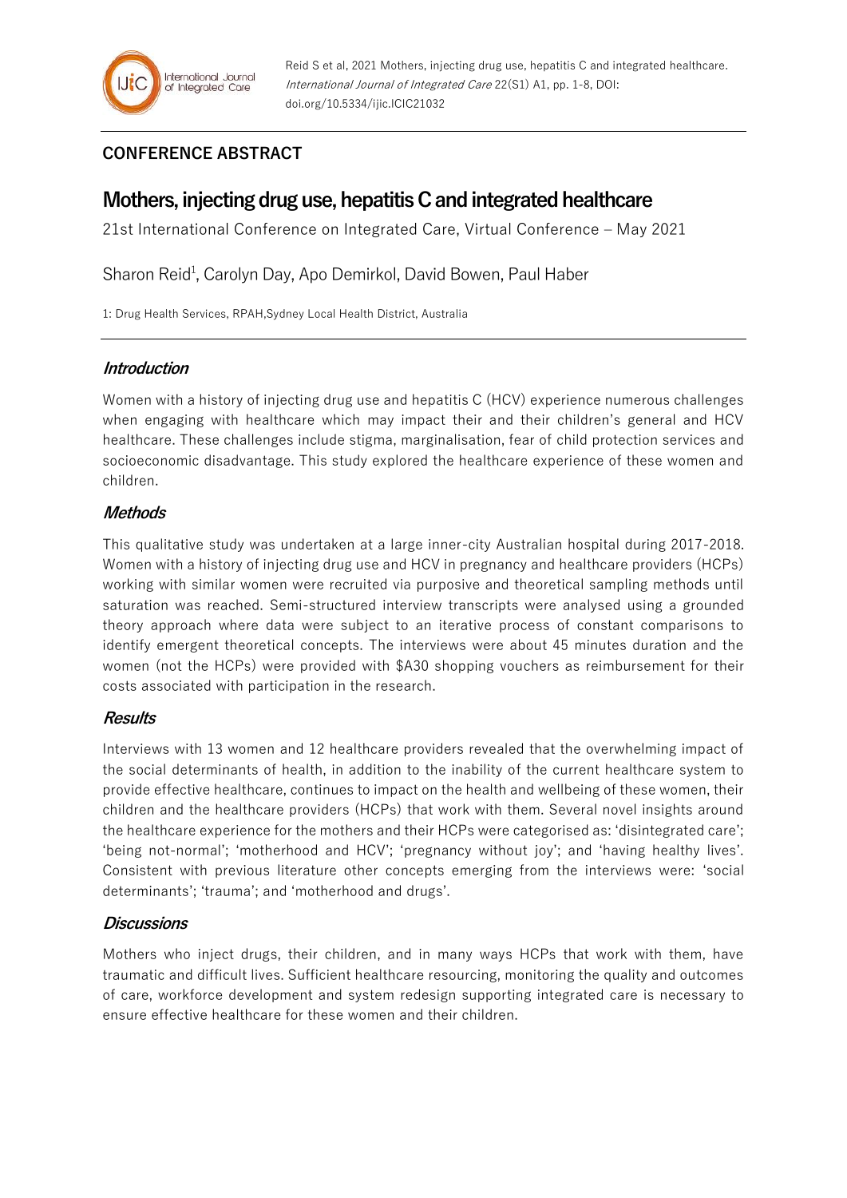## CONFERENCE ABSTRACT

# Mothers, injecting drug use, hepatitis C and integrated healthcare

21st International Conference on Integrated Care, Virtual Conference – May 2021

Sharon Reid[1], Carolyn Day, Apo Demirkol, David Bowen, Paul Haber

1: Drug Health Services, RPAH,Sydney Local Health District, Australia

### *Introduction*

Women with a history of injecting drug use and hepatitis C (HCV) experience numerous challenges when engaging with healthcare which may impact their and their children's general and HCV healthcare. These challenges include stigma, marginalisation, fear of child protection services and socioeconomic disadvantage. This study explored the healthcare experience of these women and children.

### *Methods*

This qualitative study was undertaken at a large inner-city Australian hospital during 2017-2018. Women with a history of injecting drug use and HCV in pregnancy and healthcare providers (HCPs) working with similar women were recruited via purposive and theoretical sampling methods until saturation was reached. Semi-structured interview transcripts were analysed using a grounded theory approach where data were subject to an iterative process of constant comparisons to identify emergent theoretical concepts. The interviews were about 45 minutes duration and the women (not the HCPs) were provided with $A30 shopping vouchers as reimbursement for their costs associated with participation in the research.

### *Results*

Interviews with 13 women and 12 healthcare providers revealed that the overwhelming impact of the social determinants of health, in addition to the inability of the current healthcare system to provide effective healthcare, continues to impact on the health and wellbeing of these women, their children and the healthcare providers (HCPs) that work with them. Several novel insights around the healthcare experience for the mothers and their HCPs were categorised as: 'disintegrated care'; 'being not-normal'; 'motherhood and HCV'; 'pregnancy without joy'; and 'having healthy lives'. Consistent with previous literature other concepts emerging from the interviews were: 'social determinants'; 'trauma'; and 'motherhood and drugs'.

### *Discussions*

Mothers who inject drugs, their children, and in many ways HCPs that work with them, have traumatic and difficult lives. Sufficient healthcare resourcing, monitoring the quality and outcomes of care, workforce development and system redesign supporting integrated care is necessary to ensure effective healthcare for these women and their children.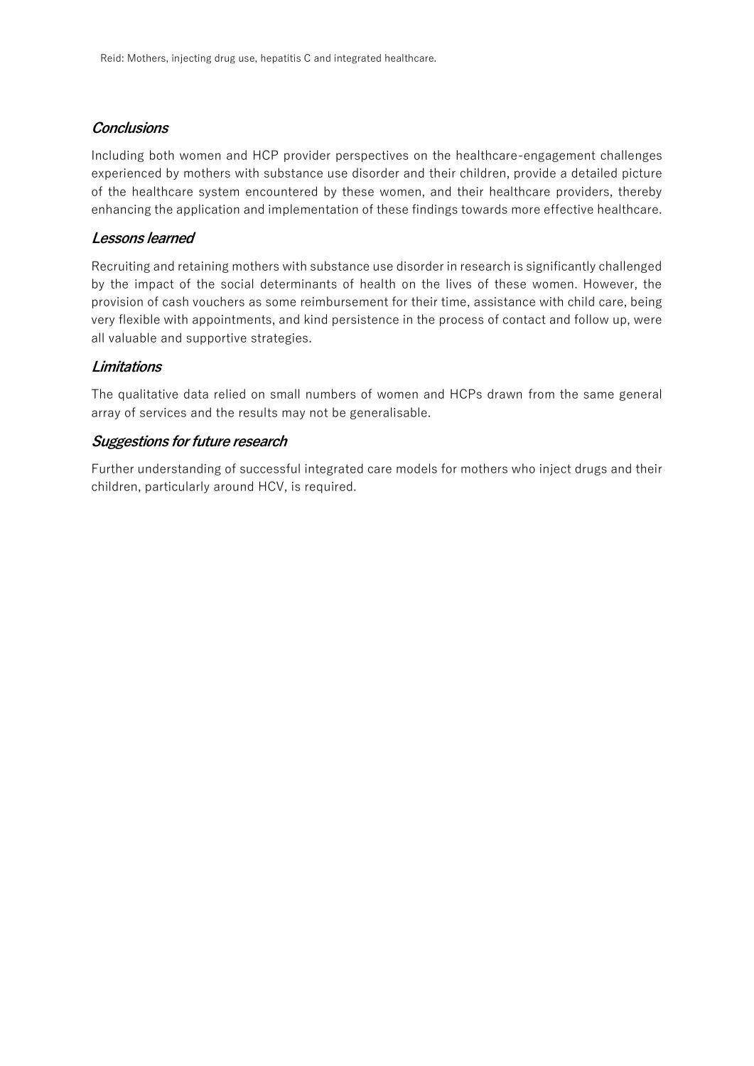### *Conclusions*

Including both women and HCP provider perspectives on the healthcare-engagement challenges experienced by mothers with substance use disorder and their children, provide a detailed picture of the healthcare system encountered by these women, and their healthcare providers, thereby enhancing the application and implementation of these findings towards more effective healthcare.

### *Lessons learned*

Recruiting and retaining mothers with substance use disorder in research is significantly challenged by the impact of the social determinants of health on the lives of these women. However, the provision of cash vouchers as some reimbursement for their time, assistance with child care, being very flexible with appointments, and kind persistence in the process of contact and follow up, were all valuable and supportive strategies.

### *Limitations*

The qualitative data relied on small numbers of women and HCPs drawn from the same general array of services and the results may not be generalisable.

### *Suggestions for future research*

Further understanding of successful integrated care models for mothers who inject drugs and their children, particularly around HCV, is required.